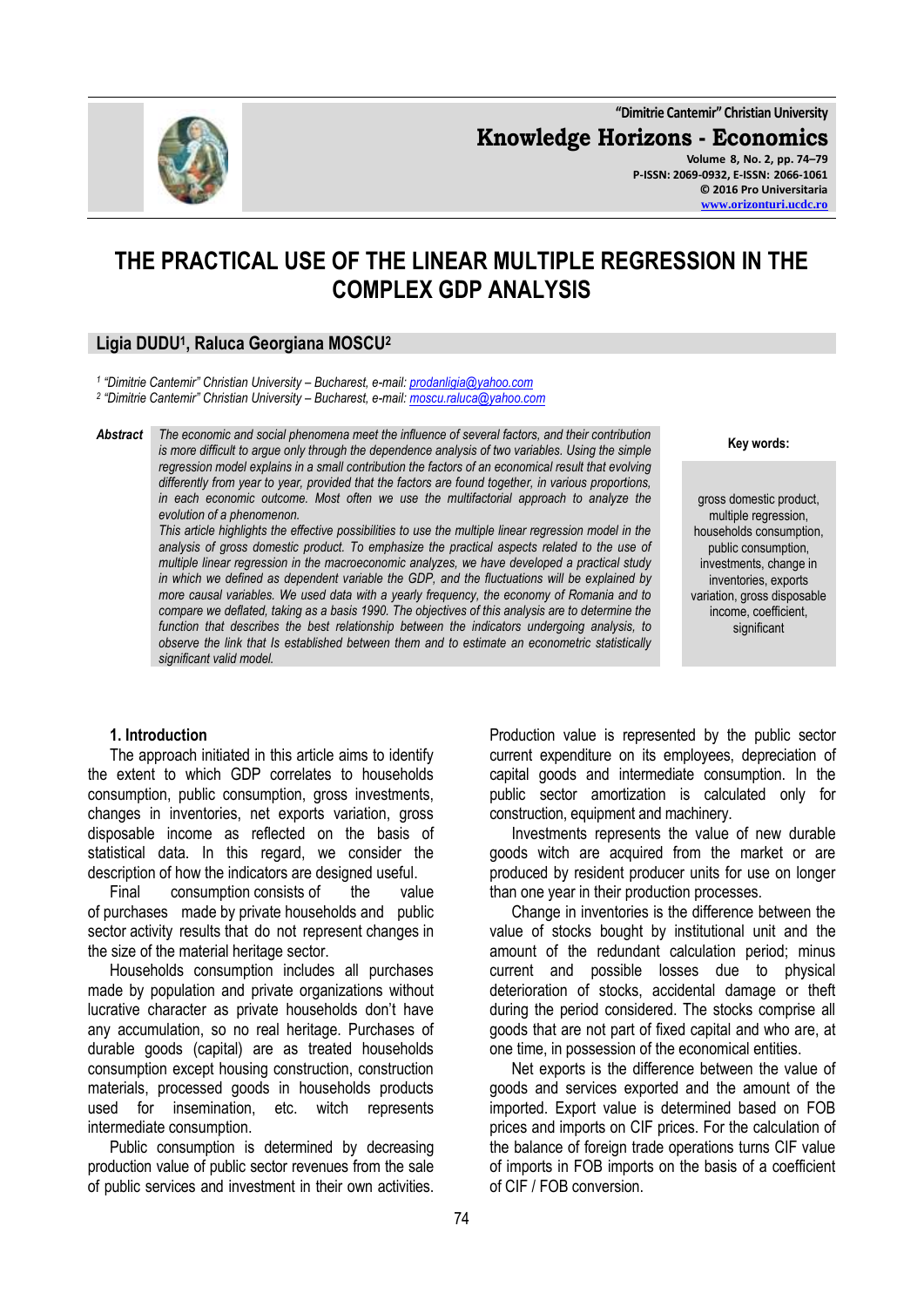# THE PRACTICAL USE OF THE LINEAR MULTIPLE REGRESSION IN THE COMPLEX GDP ANALYSIS

**Ligia DUDU[1], Raluca Georgiana MOSCU[2]**

[1] "Dimitrie Cantemir" Christian University – Bucharest, e-mail: prodanligia@yahoo.com
[2] "Dimitrie Cantemir" Christian University – Bucharest, e-mail: moscu.raluca@yahoo.com

***Abstract*** *The economic and social phenomena meet the influence of several factors, and their contribution is more difficult to argue only through the dependence analysis of two variables. Using the simple regression model explains in a small contribution the factors of an economical result that evolving differently from year to year, provided that the factors are found together, in various proportions, in each economic outcome. Most often we use the multifactorial approach to analyze the evolution of a phenomenon.*

*This article highlights the effective possibilities to use the multiple linear regression model in the analysis of gross domestic product. To emphasize the practical aspects related to the use of multiple linear regression in the macroeconomic analyzes, we have developed a practical study in which we defined as dependent variable the GDP, and the fluctuations will be explained by more causal variables. We used data with a yearly frequency, the economy of Romania and to compare we deflated, taking as a basis 1990. The objectives of this analysis are to determine the function that describes the best relationship between the indicators undergoing analysis, to observe the link that Is established between them and to estimate an econometric statistically significant valid model.*

**Key words:**

gross domestic product, multiple regression, households consumption, public consumption, investments, change in inventories, exports variation, gross disposable income, coefficient, significant

## 1. Introduction

The approach initiated in this article aims to identify the extent to which GDP correlates to households consumption, public consumption, gross investments, changes in inventories, net exports variation, gross disposable income as reflected on the basis of statistical data. In this regard, we consider the description of how the indicators are designed useful.

Final consumption consists of the value of purchases made by private households and public sector activity results that do not represent changes in the size of the material heritage sector.

Households consumption includes all purchases made by population and private organizations without lucrative character as private households don't have any accumulation, so no real heritage. Purchases of durable goods (capital) are as treated households consumption except housing construction, construction materials, processed goods in households products used for insemination, etc. witch represents intermediate consumption.

Public consumption is determined by decreasing production value of public sector revenues from the sale of public services and investment in their own activities. Production value is represented by the public sector current expenditure on its employees, depreciation of capital goods and intermediate consumption. In the public sector amortization is calculated only for construction, equipment and machinery.

Investments represents the value of new durable goods witch are acquired from the market or are produced by resident producer units for use on longer than one year in their production processes.

Change in inventories is the difference between the value of stocks bought by institutional unit and the amount of the redundant calculation period; minus current and possible losses due to physical deterioration of stocks, accidental damage or theft during the period considered. The stocks comprise all goods that are not part of fixed capital and who are, at one time, in possession of the economical entities.

Net exports is the difference between the value of goods and services exported and the amount of the imported. Export value is determined based on FOB prices and imports on CIF prices. For the calculation of the balance of foreign trade operations turns CIF value of imports in FOB imports on the basis of a coefficient of CIF / FOB conversion.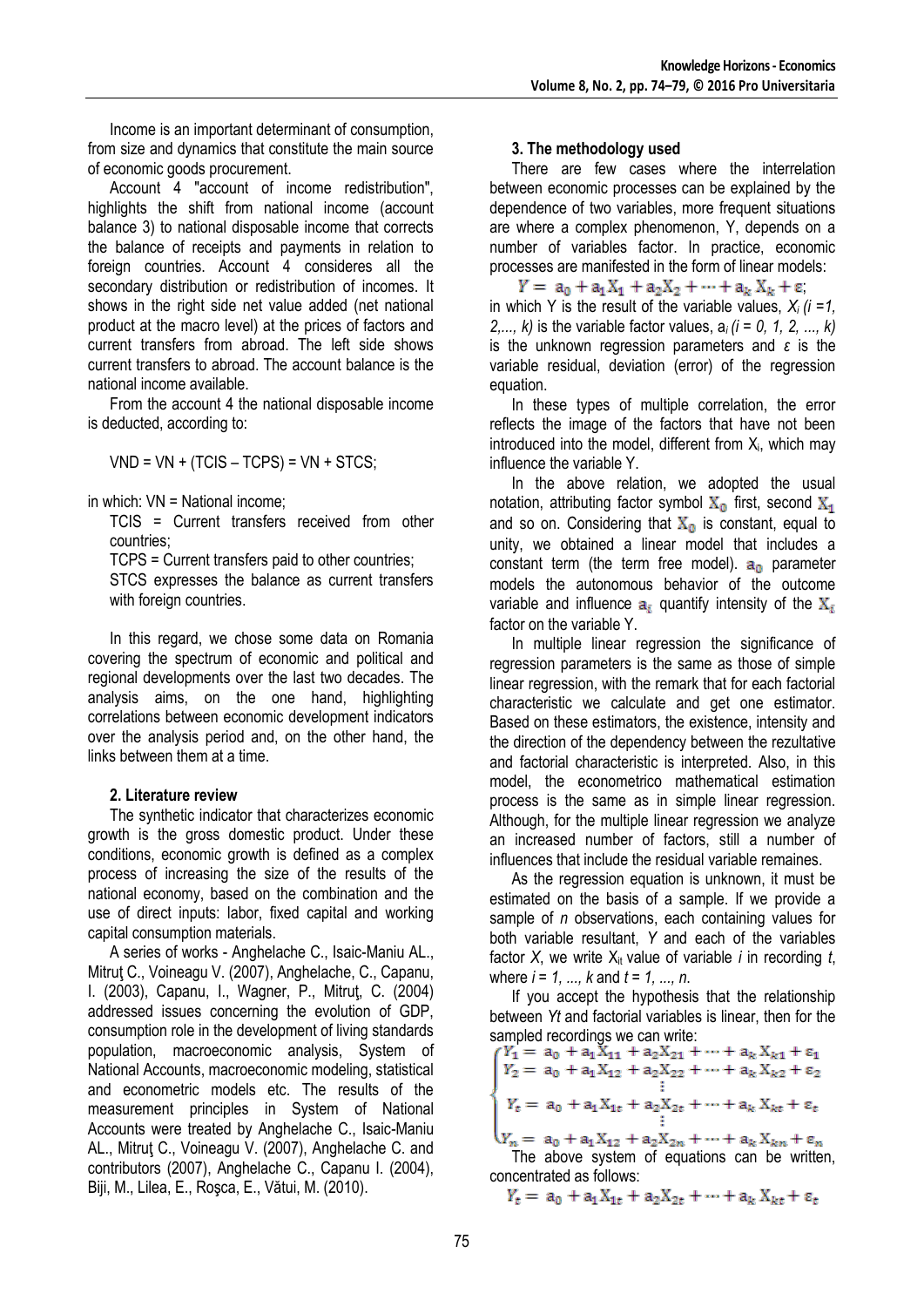Income is an important determinant of consumption, from size and dynamics that constitute the main source of economic goods procurement.

Account 4 "account of income redistribution", highlights the shift from national income (account balance 3) to national disposable income that corrects the balance of receipts and payments in relation to foreign countries. Account 4 consideres all the secondary distribution or redistribution of incomes. It shows in the right side net value added (net national product at the macro level) at the prices of factors and current transfers from abroad. The left side shows current transfers to abroad. The account balance is the national income available.

From the account 4 the national disposable income is deducted, according to:

VND = VN + (TCIS – TCPS) = VN + STCS;

in which: VN = National income;

TCIS = Current transfers received from other countries;

TCPS = Current transfers paid to other countries;

STCS expresses the balance as current transfers with foreign countries.

In this regard, we chose some data on Romania covering the spectrum of economic and political and regional developments over the last two decades. The analysis aims, on the one hand, highlighting correlations between economic development indicators over the analysis period and, on the other hand, the links between them at a time.

## 2. Literature review

The synthetic indicator that characterizes economic growth is the gross domestic product. Under these conditions, economic growth is defined as a complex process of increasing the size of the results of the national economy, based on the combination and the use of direct inputs: labor, fixed capital and working capital consumption materials.

A series of works - Anghelache C., Isaic-Maniu AL., Mitruţ C., Voineagu V. (2007), Anghelache, C., Capanu, I. (2003), Capanu, I., Wagner, P., Mitruţ, C. (2004) addressed issues concerning the evolution of GDP, consumption role in the development of living standards population, macroeconomic analysis, System of National Accounts, macroeconomic modeling, statistical and econometric models etc. The results of the measurement principles in System of National Accounts were treated by Anghelache C., Isaic-Maniu AL., Mitruţ C., Voineagu V. (2007), Anghelache C. and contributors (2007), Anghelache C., Capanu I. (2004), Biji, M., Lilea, E., Roşca, E., Vătui, M. (2010).

## 3. The methodology used

There are few cases where the interrelation between economic processes can be explained by the dependence of two variables, more frequent situations are where a complex phenomenon, Y, depends on a number of variables factor. In practice, economic processes are manifested in the form of linear models:

$$Y = a_0 + a_1 X_1 + a_2 X_2 + \cdots + a_k X_k + \varepsilon;$$

in which Y is the result of the variable values, $X_i$ $(i = 1, 2, ..., k)$ is the variable factor values, $a_i$ $(i = 0, 1, 2, ..., k)$ is the unknown regression parameters and $\varepsilon$ is the variable residual, deviation (error) of the regression equation.

In these types of multiple correlation, the error reflects the image of the factors that have not been introduced into the model, different from $X_i$, which may influence the variable Y.

In the above relation, we adopted the usual notation, attributing factor symbol $X_0$ first, second $X_1$ and so on. Considering that $X_0$ is constant, equal to unity, we obtained a linear model that includes a constant term (the term free model). $a_0$ parameter models the autonomous behavior of the outcome variable and influence $a_i$ quantify intensity of the $X_i$ factor on the variable Y.

In multiple linear regression the significance of regression parameters is the same as those of simple linear regression, with the remark that for each factorial characteristic we calculate and get one estimator. Based on these estimators, the existence, intensity and the direction of the dependency between the rezultative and factorial characteristic is interpreted. Also, in this model, the econometrico mathematical estimation process is the same as in simple linear regression. Although, for the multiple linear regression we analyze an increased number of factors, still a number of influences that include the residual variable remains.

As the regression equation is unknown, it must be estimated on the basis of a sample. If we provide a sample of *n* observations, each containing values for both variable resultant, *Y* and each of the variables factor *X*, we write $X_{it}$ value of variable *i* in recording *t*, where $i = 1, ..., k$ and $t = 1, ..., n$.

If you accept the hypothesis that the relationship between $Y_t$ and factorial variables is linear, then for the sampled recordings we can write:

$$\begin{cases} Y_1 = a_0 + a_1 X_{11} + a_2 X_{21} + \cdots + a_k X_{k1} + \varepsilon_1 \\ Y_2 = a_0 + a_1 X_{12} + a_2 X_{22} + \cdots + a_k X_{k2} + \varepsilon_2 \\ \vdots \\ Y_t = a_0 + a_1 X_{1t} + a_2 X_{2t} + \cdots + a_k X_{kt} + \varepsilon_t \\ \vdots \\ Y_n = a_0 + a_1 X_{12} + a_2 X_{2n} + \cdots + a_k X_{kn} + \varepsilon_n \end{cases}$$

The above system of equations can be written, concentrated as follows:

$$Y_t = a_0 + a_1 X_{1t} + a_2 X_{2t} + \cdots + a_k X_{kt} + \varepsilon_t$$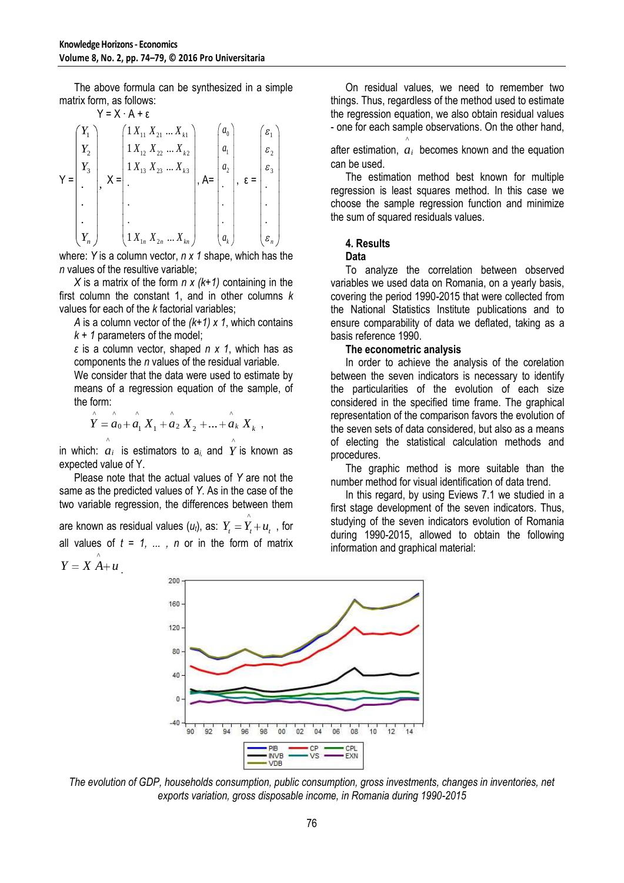The above formula can be synthesized in a simple matrix form, as follows:

$$Y = X \cdot A + \varepsilon$$

$$Y = \begin{pmatrix} Y_1 \\ Y_2 \\ Y_3 \\ . \\ . \\ . \\ Y_n \end{pmatrix}, \quad X = \begin{pmatrix} 1\, X_{11}\, X_{21} \ldots X_{k1} \\ 1\, X_{12}\, X_{22} \ldots X_{k2} \\ 1\, X_{13}\, X_{23} \ldots X_{k3} \\ . \\ . \\ . \\ 1\, X_{1n}\, X_{2n} \ldots X_{kn} \end{pmatrix}, \quad A = \begin{pmatrix} a_0 \\ a_1 \\ a_2 \\ . \\ . \\ . \\ a_k \end{pmatrix}, \quad \varepsilon = \begin{pmatrix} \varepsilon_1 \\ \varepsilon_2 \\ \varepsilon_3 \\ . \\ . \\ . \\ \varepsilon_n \end{pmatrix}$$

where: *Y* is a column vector, *n x 1* shape, which has the *n* values of the resultive variable;

*X* is a matrix of the form *n x (k+1)* containing in the first column the constant 1, and in other columns *k* values for each of the *k* factorial variables;

*A* is a column vector of the *(k+1) x 1*, which contains *k + 1* parameters of the model;

*ε* is a column vector, shaped *n x 1*, which has as components the *n* values of the residual variable.

We consider that the data were used to estimate by means of a regression equation of the sample, of the form:

$$\hat{Y} = \hat{a}_0 + \hat{a}_1 X_1 + \hat{a}_2 X_2 + \ldots + \hat{a}_k X_k ,$$

in which: $\hat{a}_i$ is estimators to $a_i$, and $\hat{Y}$ is known as expected value of Y.

Please note that the actual values of *Y* are not the same as the predicted values of *Y*. As in the case of the two variable regression, the differences between them are known as residual values ($u_t$), as: $Y_t = \hat{Y}_t + u_t$ , for all values of *t = 1, ... , n* or in the form of matrix $Y = X\hat{A} + u$.

On residual values, we need to remember two things. Thus, regardless of the method used to estimate the regression equation, we also obtain residual values - one for each sample observations. On the other hand, after estimation, $\hat{a}_i$ becomes known and the equation can be used.

The estimation method best known for multiple regression is least squares method. In this case we choose the sample regression function and minimize the sum of squared residuals values.

## 4. Results

**Data**

To analyze the correlation between observed variables we used data on Romania, on a yearly basis, covering the period 1990-2015 that were collected from the National Statistics Institute publications and to ensure comparability of data we deflated, taking as a basis reference 1990.

**The econometric analysis**

In order to achieve the analysis of the corelation between the seven indicators is necessary to identify the particularities of the evolution of each size considered in the specified time frame. The graphical representation of the comparison favors the evolution of the seven sets of data considered, but also as a means of electing the statistical calculation methods and procedures.

The graphic method is more suitable than the number method for visual identification of data trend.

In this regard, by using Eviews 7.1 we studied in a first stage development of the seven indicators. Thus, studying of the seven indicators evolution of Romania during 1990-2015, allowed to obtain the following information and graphical material:

*The evolution of GDP, households consumption, public consumption, gross investments, changes in inventories, net exports variation, gross disposable income, in Romania during 1990-2015*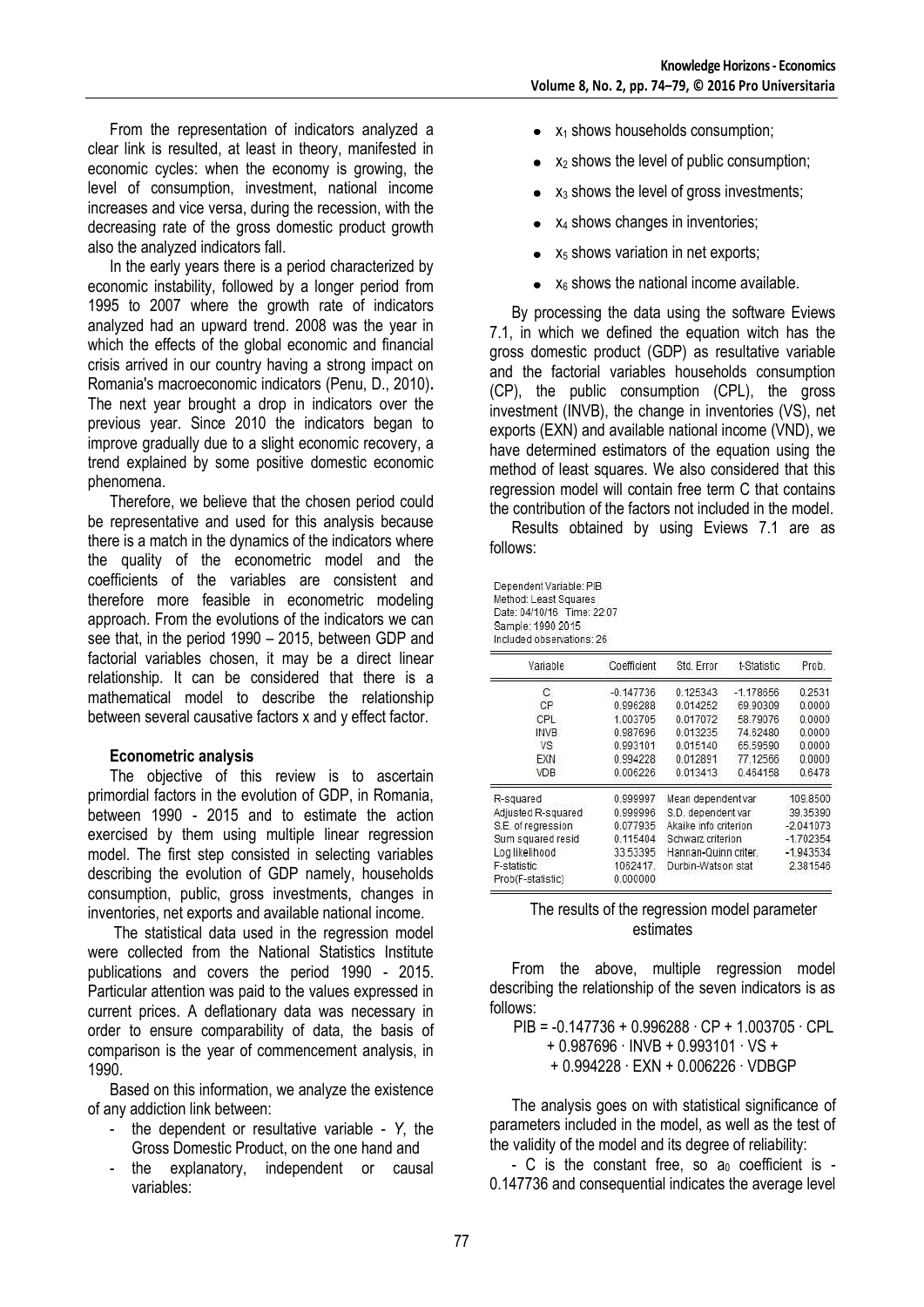From the representation of indicators analyzed a clear link is resulted, at least in theory, manifested in economic cycles: when the economy is growing, the level of consumption, investment, national income increases and vice versa, during the recession, with the decreasing rate of the gross domestic product growth also the analyzed indicators fall.

In the early years there is a period characterized by economic instability, followed by a longer period from 1995 to 2007 where the growth rate of indicators analyzed had an upward trend. 2008 was the year in which the effects of the global economic and financial crisis arrived in our country having a strong impact on Romania's macroeconomic indicators (Penu, D., 2010). The next year brought a drop in indicators over the previous year. Since 2010 the indicators began to improve gradually due to a slight economic recovery, a trend explained by some positive domestic economic phenomena.

Therefore, we believe that the chosen period could be representative and used for this analysis because there is a match in the dynamics of the indicators where the quality of the econometric model and the coefficients of the variables are consistent and therefore more feasible in econometric modeling approach. From the evolutions of the indicators we can see that, in the period 1990 – 2015, between GDP and factorial variables chosen, it may be a direct linear relationship. It can be considered that there is a mathematical model to describe the relationship between several causative factors x and y effect factor.

### Econometric analysis

The objective of this review is to ascertain primordial factors in the evolution of GDP, in Romania, between 1990 - 2015 and to estimate the action exercised by them using multiple linear regression model. The first step consisted in selecting variables describing the evolution of GDP namely, households consumption, public, gross investments, changes in inventories, net exports and available national income.

The statistical data used in the regression model were collected from the National Statistics Institute publications and covers the period 1990 - 2015. Particular attention was paid to the values expressed in current prices. A deflationary data was necessary in order to ensure comparability of data, the basis of comparison is the year of commencement analysis, in 1990.

Based on this information, we analyze the existence of any addiction link between:

- the dependent or resultative variable - *Y*, the Gross Domestic Product, on the one hand and
- the explanatory, independent or causal variables:

- $x_1$ shows households consumption;
- $x_2$ shows the level of public consumption;
- $x_3$ shows the level of gross investments;
- $x_4$ shows changes in inventories;
- $x_5$ shows variation in net exports;
- $x_6$ shows the national income available.

By processing the data using the software Eviews 7.1, in which we defined the equation witch has the gross domestic product (GDP) as resultative variable and the factorial variables households consumption (CP), the public consumption (CPL), the gross investment (INVB), the change in inventories (VS), net exports (EXN) and available national income (VND), we have determined estimators of the equation using the method of least squares. We also considered that this regression model will contain free term C that contains the contribution of the factors not included in the model.

Results obtained by using Eviews 7.1 are as follows:

Dependent Variable: PIB
Method: Least Squares
Date: 04/10/16 Time: 22:07
Sample: 1990 2015
Included observations: 26

| Variable | Coefficient | Std. Error | t-Statistic | Prob. |
|---|---|---|---|---|
| C | -0.147736 | 0.125343 | -1.178656 | 0.2531 |
| CP | 0.996288 | 0.014252 | 69.90309 | 0.0000 |
| CPL | 1.003705 | 0.017072 | 58.79076 | 0.0000 |
| INVB | 0.987696 | 0.013235 | 74.62480 | 0.0000 |
| VS | 0.993101 | 0.015140 | 65.59590 | 0.0000 |
| EXN | 0.994228 | 0.012891 | 77.12566 | 0.0000 |
| VDB | 0.006226 | 0.013413 | 0.464158 | 0.6478 |

| | | | |
|---|---|---|---|
| R-squared | 0.999997 | Mean dependent var | 109.8500 |
| Adjusted R-squared | 0.999996 | S.D. dependent var | 39.35390 |
| S.E. of regression | 0.077935 | Akaike info criterion | -2.041073 |
| Sum squared resid | 0.115404 | Schwarz criterion | -1.702354 |
| Log likelihood | 33.53395 | Hannan-Quinn criter. | -1.943534 |
| F-statistic | 1062417. | Durbin-Watson stat | 2.381546 |
| Prob(F-statistic) | 0.000000 | | |

The results of the regression model parameter estimates

From the above, multiple regression model describing the relationship of the seven indicators is as follows:

$$PIB = -0.147736 + 0.996288 \cdot CP + 1.003705 \cdot CPL + 0.987696 \cdot INVB + 0.993101 \cdot VS + 0.994228 \cdot EXN + 0.006226 \cdot VDBGP$$

The analysis goes on with statistical significance of parameters included in the model, as well as the test of the validity of the model and its degree of reliability:

- C is the constant free, so $a_0$ coefficient is -0.147736 and consequential indicates the average level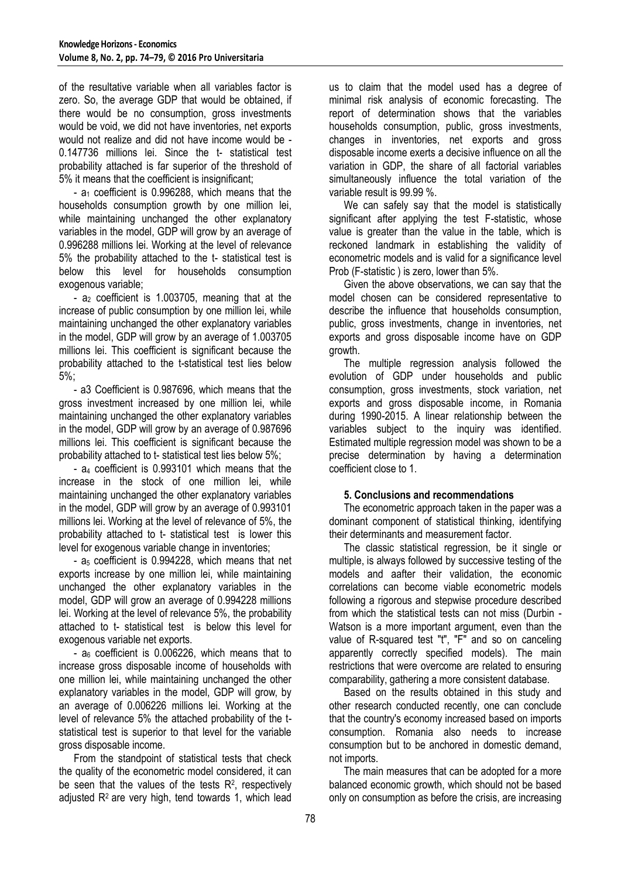of the resultative variable when all variables factor is zero. So, the average GDP that would be obtained, if there would be no consumption, gross investments would be void, we did not have inventories, net exports would not realize and did not have income would be -0.147736 millions lei. Since the t- statistical test probability attached is far superior of the threshold of 5% it means that the coefficient is insignificant;

- $a_1$ coefficient is 0.996288, which means that the households consumption growth by one million lei, while maintaining unchanged the other explanatory variables in the model, GDP will grow by an average of 0.996288 millions lei. Working at the level of relevance 5% the probability attached to the t- statistical test is below this level for households consumption exogenous variable;

- $a_2$ coefficient is 1.003705, meaning that at the increase of public consumption by one million lei, while maintaining unchanged the other explanatory variables in the model, GDP will grow by an average of 1.003705 millions lei. This coefficient is significant because the probability attached to the t-statistical test lies below 5%;

- a3 Coefficient is 0.987696, which means that the gross investment increased by one million lei, while maintaining unchanged the other explanatory variables in the model, GDP will grow by an average of 0.987696 millions lei. This coefficient is significant because the probability attached to t- statistical test lies below 5%;

- $a_4$ coefficient is 0.993101 which means that the increase in the stock of one million lei, while maintaining unchanged the other explanatory variables in the model, GDP will grow by an average of 0.993101 millions lei. Working at the level of relevance of 5%, the probability attached to t- statistical test is lower this level for exogenous variable change in inventories;

- $a_5$ coefficient is 0.994228, which means that net exports increase by one million lei, while maintaining unchanged the other explanatory variables in the model, GDP will grow an average of 0.994228 millions lei. Working at the level of relevance 5%, the probability attached to t- statistical test is below this level for exogenous variable net exports.

- $a_6$ coefficient is 0.006226, which means that to increase gross disposable income of households with one million lei, while maintaining unchanged the other explanatory variables in the model, GDP will grow, by an average of 0.006226 millions lei. Working at the level of relevance 5% the attached probability of the t-statistical test is superior to that level for the variable gross disposable income.

From the standpoint of statistical tests that check the quality of the econometric model considered, it can be seen that the values of the tests $R^2$, respectively adjusted $R^2$ are very high, tend towards 1, which lead us to claim that the model used has a degree of minimal risk analysis of economic forecasting. The report of determination shows that the variables households consumption, public, gross investments, changes in inventories, net exports and gross disposable income exerts a decisive influence on all the variation in GDP, the share of all factorial variables simultaneously influence the total variation of the variable result is 99.99 %.

We can safely say that the model is statistically significant after applying the test F-statistic, whose value is greater than the value in the table, which is reckoned landmark in establishing the validity of econometric models and is valid for a significance level Prob (F-statistic ) is zero, lower than 5%.

Given the above observations, we can say that the model chosen can be considered representative to describe the influence that households consumption, public, gross investments, change in inventories, net exports and gross disposable income have on GDP growth.

The multiple regression analysis followed the evolution of GDP under households and public consumption, gross investments, stock variation, net exports and gross disposable income, in Romania during 1990-2015. A linear relationship between the variables subject to the inquiry was identified. Estimated multiple regression model was shown to be a precise determination by having a determination coefficient close to 1.

### 5. Conclusions and recommendations

The econometric approach taken in the paper was a dominant component of statistical thinking, identifying their determinants and measurement factor.

The classic statistical regression, be it single or multiple, is always followed by successive testing of the models and aafter their validation, the economic correlations can become viable econometric models following a rigorous and stepwise procedure described from which the statistical tests can not miss (Durbin - Watson is a more important argument, even than the value of R-squared test "t", "F" and so on canceling apparently correctly specified models). The main restrictions that were overcome are related to ensuring comparability, gathering a more consistent database.

Based on the results obtained in this study and other research conducted recently, one can conclude that the country's economy increased based on imports consumption. Romania also needs to increase consumption but to be anchored in domestic demand, not imports.

The main measures that can be adopted for a more balanced economic growth, which should not be based only on consumption as before the crisis, are increasing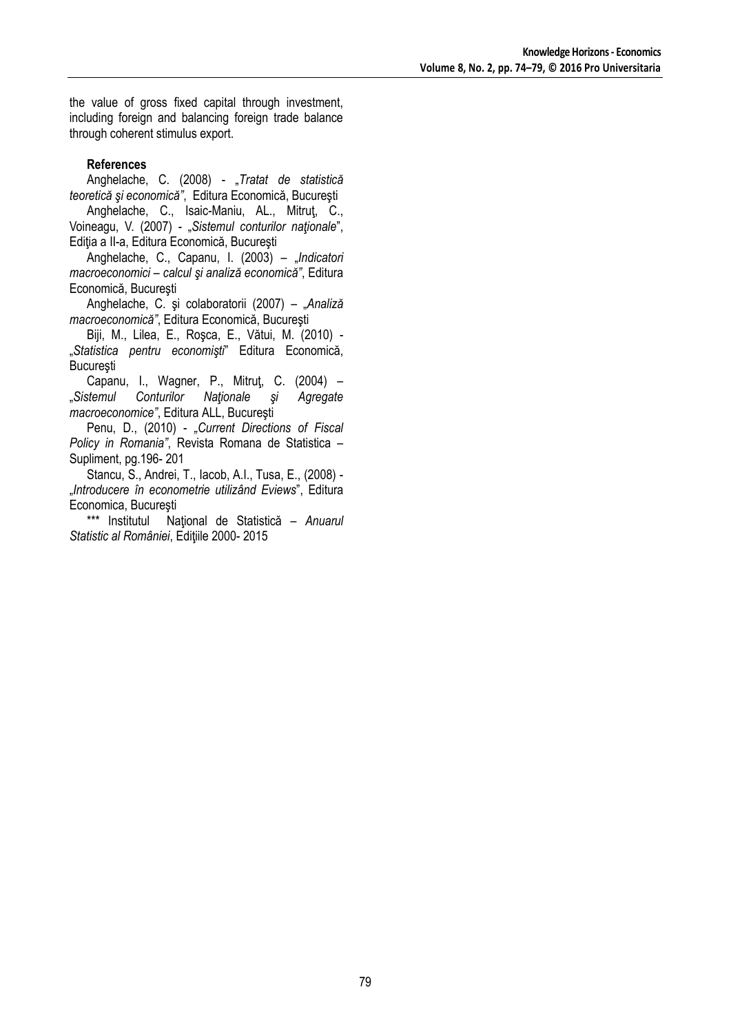the value of gross fixed capital through investment, including foreign and balancing foreign trade balance through coherent stimulus export.

### References

Anghelache, C. (2008) - „*Tratat de statistică teoretică şi economică*", Editura Economică, Bucureşti

Anghelache, C., Isaic-Maniu, AL., Mitruţ, C., Voineagu, V. (2007) - „*Sistemul conturilor naţionale*", Ediţia a II-a, Editura Economică, Bucureşti

Anghelache, C., Capanu, I. (2003) – „*Indicatori macroeconomici – calcul şi analiză economică*", Editura Economică, Bucureşti

Anghelache, C. şi colaboratorii (2007) – „*Analiză macroeconomică*", Editura Economică, Bucureşti

Biji, M., Lilea, E., Roşca, E., Vătui, M. (2010) - „*Statistica pentru economişti*" Editura Economică, Bucureşti

Capanu, I., Wagner, P., Mitruţ, C. (2004) – „*Sistemul Conturilor Naţionale şi Agregate macroeconomice*", Editura ALL, Bucureşti

Penu, D., (2010) - *„Current Directions of Fiscal Policy in Romania"*, Revista Romana de Statistica – Supliment, pg.196- 201

Stancu, S., Andrei, T., Iacob, A.I., Tusa, E., (2008) - „*Introducere în econometrie utilizând Eviews*", Editura Economica, Bucureşti

*** Institutul Naţional de Statistică – *Anuarul Statistic al României*, Ediţiile 2000- 2015